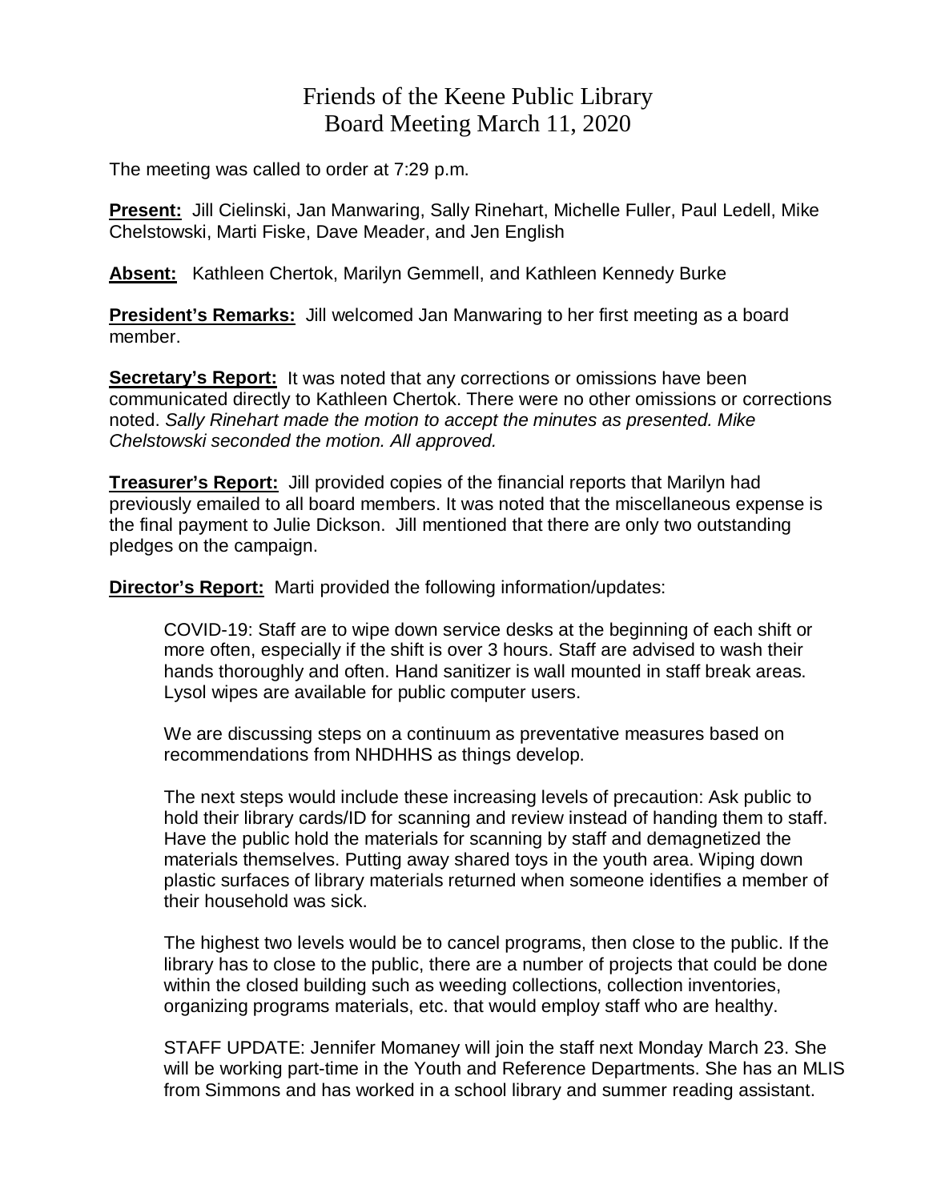# Friends of the Keene Public Library
## Board Meeting March 11, 2020

The meeting was called to order at 7:29 p.m.

**Present:** Jill Cielinski, Jan Manwaring, Sally Rinehart, Michelle Fuller, Paul Ledell, Mike Chelstowski, Marti Fiske, Dave Meader, and Jen English

**Absent:** Kathleen Chertok, Marilyn Gemmell, and Kathleen Kennedy Burke

**President's Remarks:** Jill welcomed Jan Manwaring to her first meeting as a board member.

**Secretary's Report:** It was noted that any corrections or omissions have been communicated directly to Kathleen Chertok. There were no other omissions or corrections noted. *Sally Rinehart made the motion to accept the minutes as presented. Mike Chelstowski seconded the motion. All approved.*

**Treasurer's Report:** Jill provided copies of the financial reports that Marilyn had previously emailed to all board members. It was noted that the miscellaneous expense is the final payment to Julie Dickson. Jill mentioned that there are only two outstanding pledges on the campaign.

**Director's Report:** Marti provided the following information/updates:

COVID-19: Staff are to wipe down service desks at the beginning of each shift or more often, especially if the shift is over 3 hours. Staff are advised to wash their hands thoroughly and often. Hand sanitizer is wall mounted in staff break areas. Lysol wipes are available for public computer users.

We are discussing steps on a continuum as preventative measures based on recommendations from NHDHHS as things develop.

The next steps would include these increasing levels of precaution: Ask public to hold their library cards/ID for scanning and review instead of handing them to staff. Have the public hold the materials for scanning by staff and demagnetized the materials themselves. Putting away shared toys in the youth area. Wiping down plastic surfaces of library materials returned when someone identifies a member of their household was sick.

The highest two levels would be to cancel programs, then close to the public. If the library has to close to the public, there are a number of projects that could be done within the closed building such as weeding collections, collection inventories, organizing programs materials, etc. that would employ staff who are healthy.

STAFF UPDATE: Jennifer Momaney will join the staff next Monday March 23. She will be working part-time in the Youth and Reference Departments. She has an MLIS from Simmons and has worked in a school library and summer reading assistant.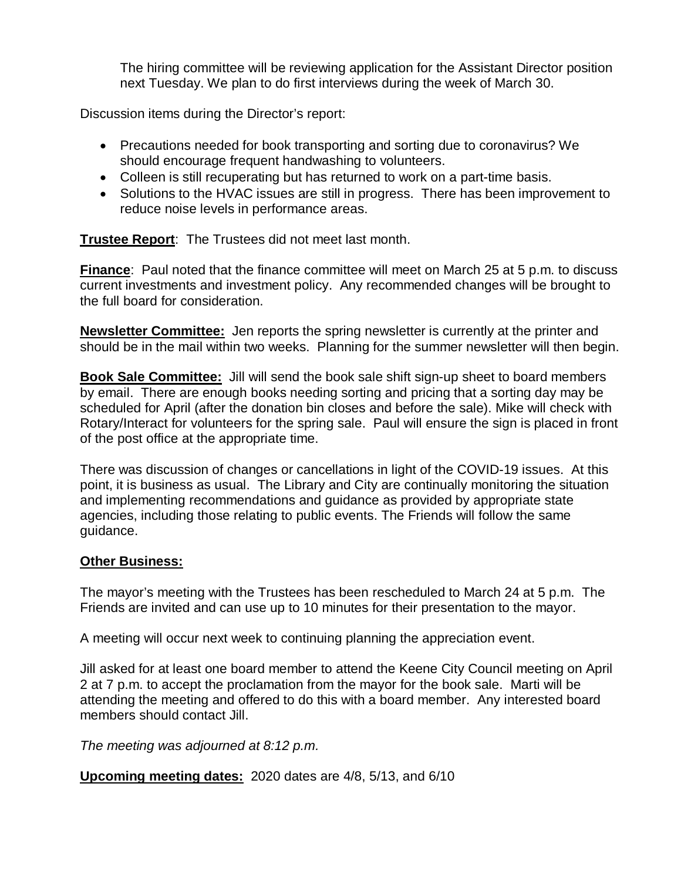The hiring committee will be reviewing application for the Assistant Director position next Tuesday. We plan to do first interviews during the week of March 30.

Discussion items during the Director's report:

- Precautions needed for book transporting and sorting due to coronavirus? We should encourage frequent handwashing to volunteers.
- Colleen is still recuperating but has returned to work on a part-time basis.
- Solutions to the HVAC issues are still in progress. There has been improvement to reduce noise levels in performance areas.

**Trustee Report**: The Trustees did not meet last month.

**Finance**: Paul noted that the finance committee will meet on March 25 at 5 p.m. to discuss current investments and investment policy. Any recommended changes will be brought to the full board for consideration.

**Newsletter Committee:** Jen reports the spring newsletter is currently at the printer and should be in the mail within two weeks. Planning for the summer newsletter will then begin.

**Book Sale Committee:** Jill will send the book sale shift sign-up sheet to board members by email. There are enough books needing sorting and pricing that a sorting day may be scheduled for April (after the donation bin closes and before the sale). Mike will check with Rotary/Interact for volunteers for the spring sale. Paul will ensure the sign is placed in front of the post office at the appropriate time.

There was discussion of changes or cancellations in light of the COVID-19 issues. At this point, it is business as usual. The Library and City are continually monitoring the situation and implementing recommendations and guidance as provided by appropriate state agencies, including those relating to public events. The Friends will follow the same guidance.

**Other Business:**

The mayor's meeting with the Trustees has been rescheduled to March 24 at 5 p.m. The Friends are invited and can use up to 10 minutes for their presentation to the mayor.

A meeting will occur next week to continuing planning the appreciation event.

Jill asked for at least one board member to attend the Keene City Council meeting on April 2 at 7 p.m. to accept the proclamation from the mayor for the book sale. Marti will be attending the meeting and offered to do this with a board member. Any interested board members should contact Jill.

*The meeting was adjourned at 8:12 p.m.*

**Upcoming meeting dates:** 2020 dates are 4/8, 5/13, and 6/10